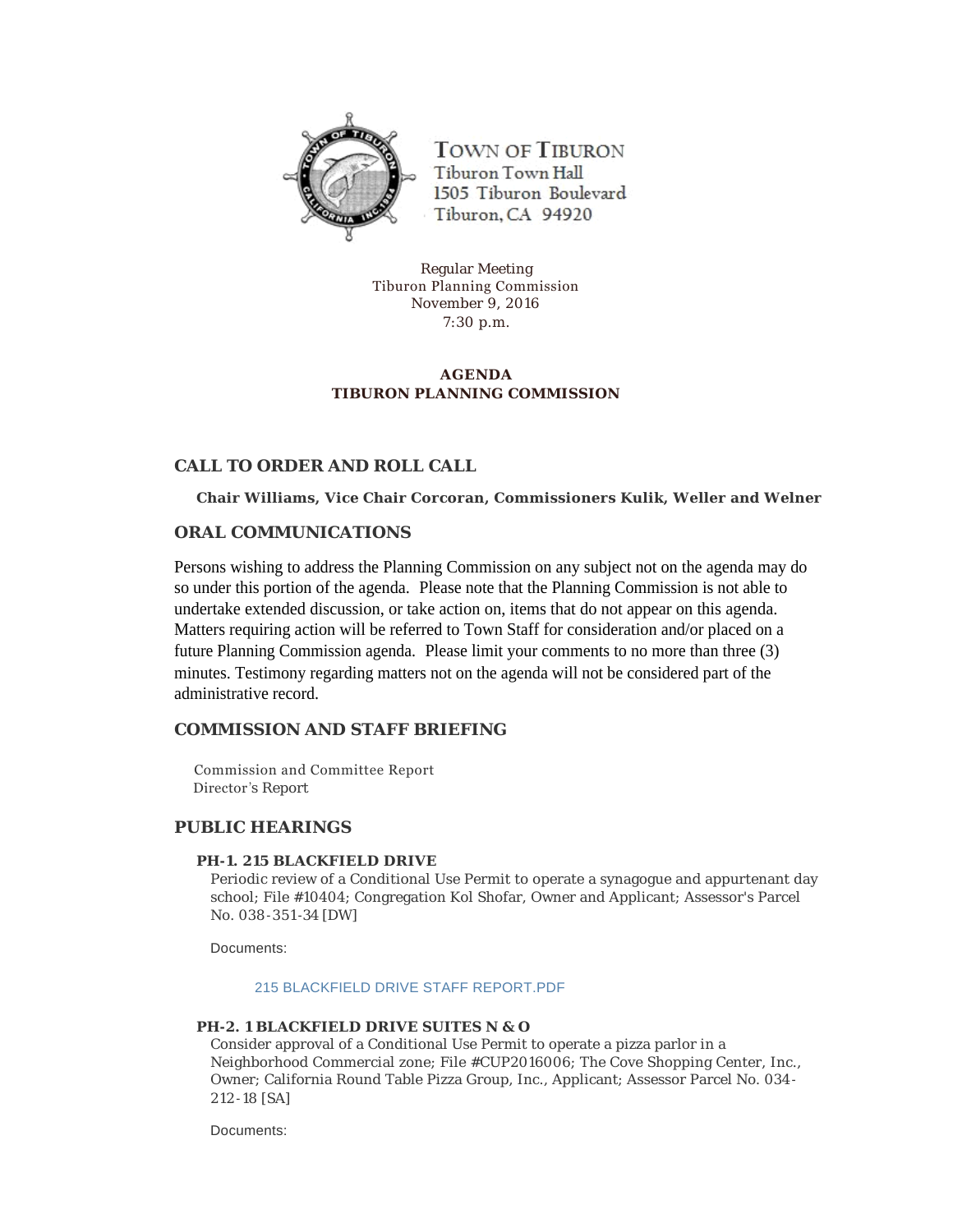TOWN OF TIBURON
Tiburon Town Hall
1505 Tiburon Boulevard
Tiburon, CA 94920

Regular Meeting
Tiburon Planning Commission
November 9, 2016
7:30 p.m.

**AGENDA**
**TIBURON PLANNING COMMISSION**

## CALL TO ORDER AND ROLL CALL

**Chair Williams, Vice Chair Corcoran, Commissioners Kulik, Weller and Welner**

## ORAL COMMUNICATIONS

Persons wishing to address the Planning Commission on any subject not on the agenda may do so under this portion of the agenda. Please note that the Planning Commission is not able to undertake extended discussion, or take action on, items that do not appear on this agenda. Matters requiring action will be referred to Town Staff for consideration and/or placed on a future Planning Commission agenda. Please limit your comments to no more than three (3) minutes. Testimony regarding matters not on the agenda will not be considered part of the administrative record.

## COMMISSION AND STAFF BRIEFING

Commission and Committee Report
Director's Report

## PUBLIC HEARINGS

### PH-1. 215 BLACKFIELD DRIVE

Periodic review of a Conditional Use Permit to operate a synagogue and appurtenant day school; File #10404; Congregation Kol Shofar, Owner and Applicant; Assessor's Parcel No. 038-351-34 [DW]

Documents:

215 BLACKFIELD DRIVE STAFF REPORT.PDF

### PH-2. 1 BLACKFIELD DRIVE SUITES N & O

Consider approval of a Conditional Use Permit to operate a pizza parlor in a Neighborhood Commercial zone; File #CUP2016006; The Cove Shopping Center, Inc., Owner; California Round Table Pizza Group, Inc., Applicant; Assessor Parcel No. 034-212-18 [SA]

Documents: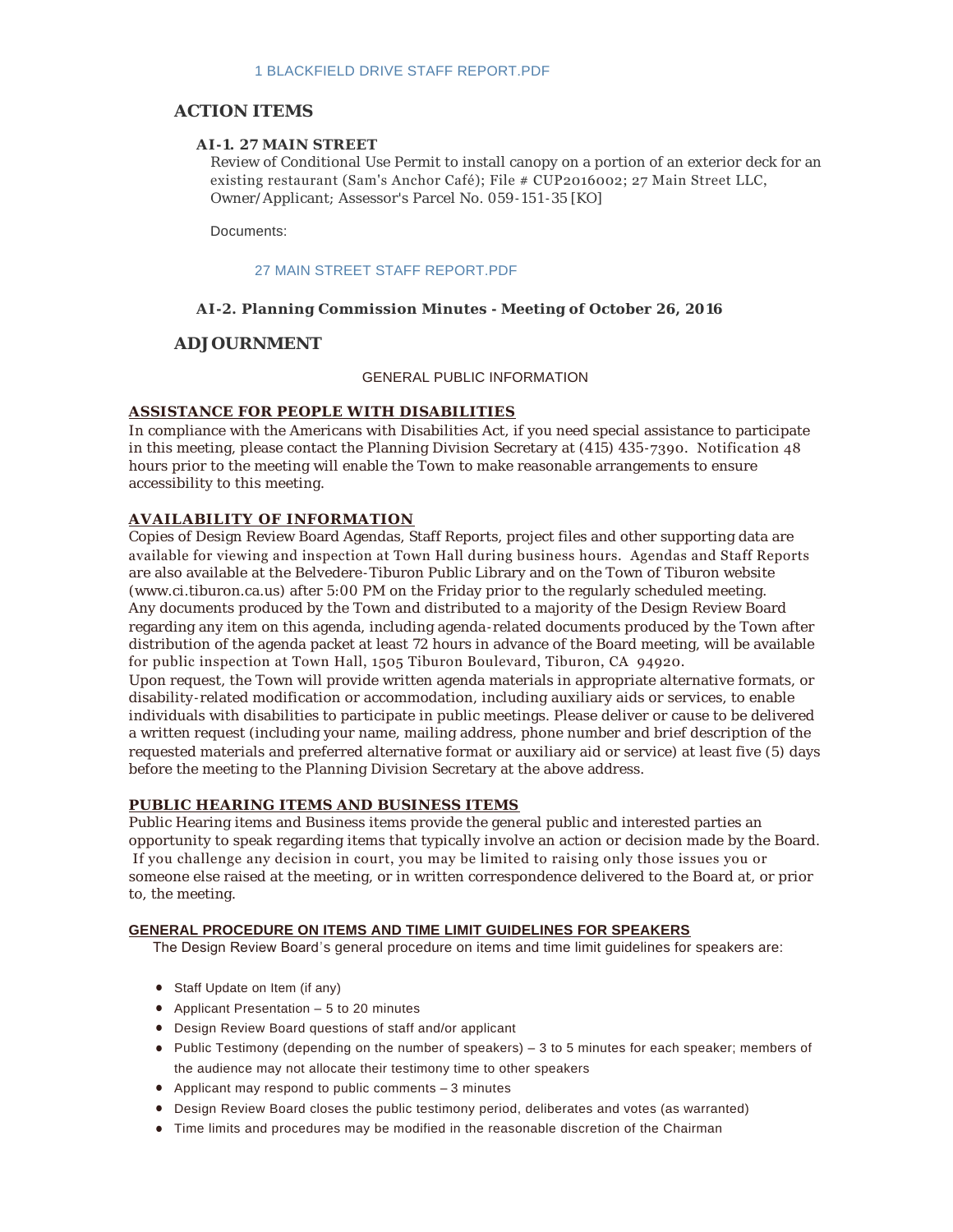1 BLACKFIELD DRIVE STAFF REPORT.PDF

## ACTION ITEMS

### AI-1. 27 MAIN STREET

Review of Conditional Use Permit to install canopy on a portion of an exterior deck for an existing restaurant (Sam's Anchor Café); File # CUP2016002; 27 Main Street LLC, Owner/Applicant; Assessor's Parcel No. 059-151-35 [KO]

Documents:

27 MAIN STREET STAFF REPORT.PDF

### AI-2. Planning Commission Minutes - Meeting of October 26, 2016

## ADJOURNMENT

GENERAL PUBLIC INFORMATION

**ASSISTANCE FOR PEOPLE WITH DISABILITIES**

In compliance with the Americans with Disabilities Act, if you need special assistance to participate in this meeting, please contact the Planning Division Secretary at (415) 435-7390. Notification 48 hours prior to the meeting will enable the Town to make reasonable arrangements to ensure accessibility to this meeting.

**AVAILABILITY OF INFORMATION**

Copies of Design Review Board Agendas, Staff Reports, project files and other supporting data are available for viewing and inspection at Town Hall during business hours. Agendas and Staff Reports are also available at the Belvedere-Tiburon Public Library and on the Town of Tiburon website (www.ci.tiburon.ca.us) after 5:00 PM on the Friday prior to the regularly scheduled meeting. Any documents produced by the Town and distributed to a majority of the Design Review Board regarding any item on this agenda, including agenda-related documents produced by the Town after distribution of the agenda packet at least 72 hours in advance of the Board meeting, will be available for public inspection at Town Hall, 1505 Tiburon Boulevard, Tiburon, CA 94920.
Upon request, the Town will provide written agenda materials in appropriate alternative formats, or disability-related modification or accommodation, including auxiliary aids or services, to enable individuals with disabilities to participate in public meetings. Please deliver or cause to be delivered a written request (including your name, mailing address, phone number and brief description of the requested materials and preferred alternative format or auxiliary aid or service) at least five (5) days before the meeting to the Planning Division Secretary at the above address.

**PUBLIC HEARING ITEMS AND BUSINESS ITEMS**

Public Hearing items and Business items provide the general public and interested parties an opportunity to speak regarding items that typically involve an action or decision made by the Board. If you challenge any decision in court, you may be limited to raising only those issues you or someone else raised at the meeting, or in written correspondence delivered to the Board at, or prior to, the meeting.

**GENERAL PROCEDURE ON ITEMS AND TIME LIMIT GUIDELINES FOR SPEAKERS**

The Design Review Board's general procedure on items and time limit guidelines for speakers are:

- Staff Update on Item (if any)
- Applicant Presentation – 5 to 20 minutes
- Design Review Board questions of staff and/or applicant
- Public Testimony (depending on the number of speakers) – 3 to 5 minutes for each speaker; members of the audience may not allocate their testimony time to other speakers
- Applicant may respond to public comments – 3 minutes
- Design Review Board closes the public testimony period, deliberates and votes (as warranted)
- Time limits and procedures may be modified in the reasonable discretion of the Chairman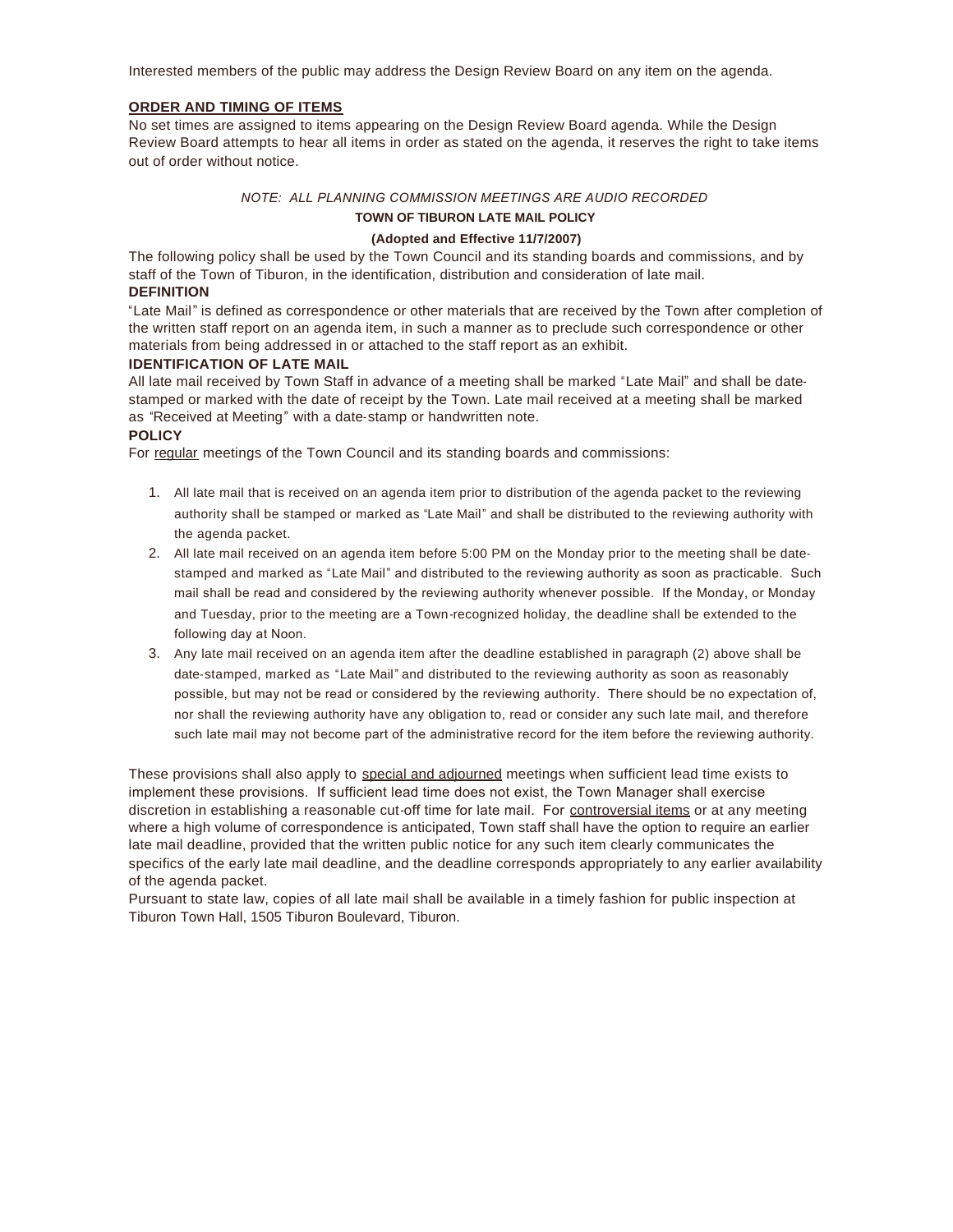Interested members of the public may address the Design Review Board on any item on the agenda.

**ORDER AND TIMING OF ITEMS**

No set times are assigned to items appearing on the Design Review Board agenda. While the Design Review Board attempts to hear all items in order as stated on the agenda, it reserves the right to take items out of order without notice.

*NOTE: ALL PLANNING COMMISSION MEETINGS ARE AUDIO RECORDED*

**TOWN OF TIBURON LATE MAIL POLICY**

**(Adopted and Effective 11/7/2007)**

The following policy shall be used by the Town Council and its standing boards and commissions, and by staff of the Town of Tiburon, in the identification, distribution and consideration of late mail.

**DEFINITION**

"Late Mail" is defined as correspondence or other materials that are received by the Town after completion of the written staff report on an agenda item, in such a manner as to preclude such correspondence or other materials from being addressed in or attached to the staff report as an exhibit.

**IDENTIFICATION OF LATE MAIL**

All late mail received by Town Staff in advance of a meeting shall be marked "Late Mail" and shall be date-stamped or marked with the date of receipt by the Town. Late mail received at a meeting shall be marked as "Received at Meeting" with a date-stamp or handwritten note.

**POLICY**

For regular meetings of the Town Council and its standing boards and commissions:

1. All late mail that is received on an agenda item prior to distribution of the agenda packet to the reviewing authority shall be stamped or marked as "Late Mail" and shall be distributed to the reviewing authority with the agenda packet.
2. All late mail received on an agenda item before 5:00 PM on the Monday prior to the meeting shall be date-stamped and marked as "Late Mail" and distributed to the reviewing authority as soon as practicable. Such mail shall be read and considered by the reviewing authority whenever possible. If the Monday, or Monday and Tuesday, prior to the meeting are a Town-recognized holiday, the deadline shall be extended to the following day at Noon.
3. Any late mail received on an agenda item after the deadline established in paragraph (2) above shall be date-stamped, marked as "Late Mail" and distributed to the reviewing authority as soon as reasonably possible, but may not be read or considered by the reviewing authority. There should be no expectation of, nor shall the reviewing authority have any obligation to, read or consider any such late mail, and therefore such late mail may not become part of the administrative record for the item before the reviewing authority.

These provisions shall also apply to special and adjourned meetings when sufficient lead time exists to implement these provisions. If sufficient lead time does not exist, the Town Manager shall exercise discretion in establishing a reasonable cut-off time for late mail. For controversial items or at any meeting where a high volume of correspondence is anticipated, Town staff shall have the option to require an earlier late mail deadline, provided that the written public notice for any such item clearly communicates the specifics of the early late mail deadline, and the deadline corresponds appropriately to any earlier availability of the agenda packet.

Pursuant to state law, copies of all late mail shall be available in a timely fashion for public inspection at Tiburon Town Hall, 1505 Tiburon Boulevard, Tiburon.